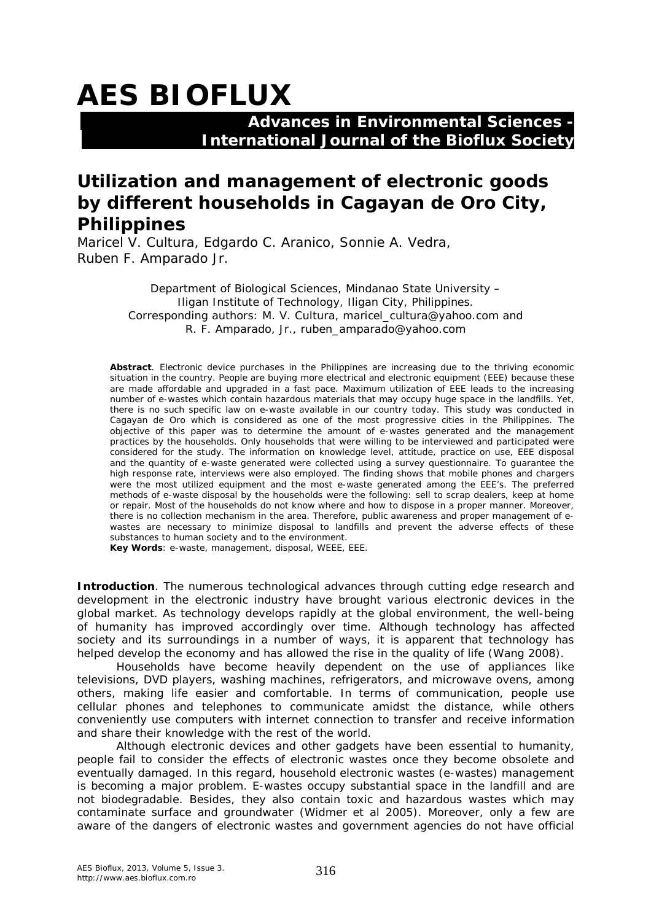# AES BIOFLUX

**Advances in Environmental Sciences - International Journal of the Bioflux Society**

## Utilization and management of electronic goods by different households in Cagayan de Oro City, Philippines

Maricel V. Cultura, Edgardo C. Aranico, Sonnie A. Vedra, Ruben F. Amparado Jr.

Department of Biological Sciences, Mindanao State University – Iligan Institute of Technology, Iligan City, Philippines. Corresponding authors: M. V. Cultura, maricel_cultura@yahoo.com and R. F. Amparado, Jr., ruben_amparado@yahoo.com

**Abstract**. Electronic device purchases in the Philippines are increasing due to the thriving economic situation in the country. People are buying more electrical and electronic equipment (EEE) because these are made affordable and upgraded in a fast pace. Maximum utilization of EEE leads to the increasing number of e-wastes which contain hazardous materials that may occupy huge space in the landfills. Yet, there is no such specific law on e-waste available in our country today. This study was conducted in Cagayan de Oro which is considered as one of the most progressive cities in the Philippines. The objective of this paper was to determine the amount of e-wastes generated and the management practices by the households. Only households that were willing to be interviewed and participated were considered for the study. The information on knowledge level, attitude, practice on use, EEE disposal and the quantity of e-waste generated were collected using a survey questionnaire. To guarantee the high response rate, interviews were also employed. The finding shows that mobile phones and chargers were the most utilized equipment and the most e-waste generated among the EEE's. The preferred methods of e-waste disposal by the households were the following: sell to scrap dealers, keep at home or repair. Most of the households do not know where and how to dispose in a proper manner. Moreover, there is no collection mechanism in the area. Therefore, public awareness and proper management of e-wastes are necessary to minimize disposal to landfills and prevent the adverse effects of these substances to human society and to the environment.

**Key Words**: e-waste, management, disposal, WEEE, EEE.

**Introduction**. The numerous technological advances through cutting edge research and development in the electronic industry have brought various electronic devices in the global market. As technology develops rapidly at the global environment, the well-being of humanity has improved accordingly over time. Although technology has affected society and its surroundings in a number of ways, it is apparent that technology has helped develop the economy and has allowed the rise in the quality of life (Wang 2008).

Households have become heavily dependent on the use of appliances like televisions, DVD players, washing machines, refrigerators, and microwave ovens, among others, making life easier and comfortable. In terms of communication, people use cellular phones and telephones to communicate amidst the distance, while others conveniently use computers with internet connection to transfer and receive information and share their knowledge with the rest of the world.

Although electronic devices and other gadgets have been essential to humanity, people fail to consider the effects of electronic wastes once they become obsolete and eventually damaged. In this regard, household electronic wastes (e-wastes) management is becoming a major problem. E-wastes occupy substantial space in the landfill and are not biodegradable. Besides, they also contain toxic and hazardous wastes which may contaminate surface and groundwater (Widmer et al 2005). Moreover, only a few are aware of the dangers of electronic wastes and government agencies do not have official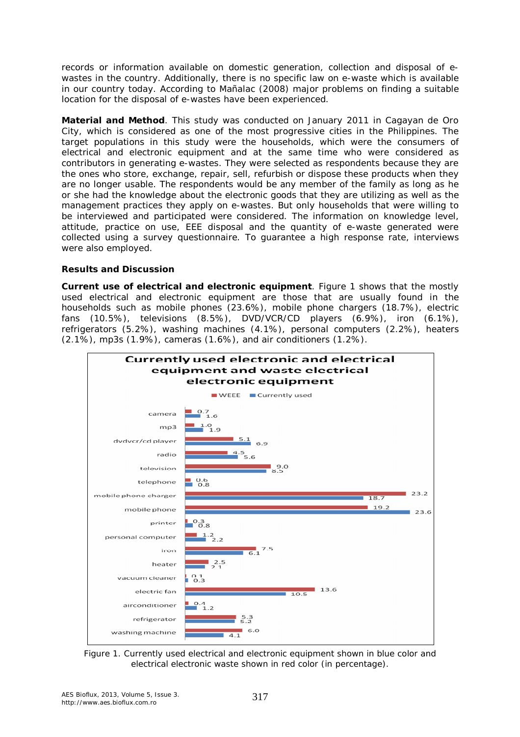records or information available on domestic generation, collection and disposal of e-wastes in the country. Additionally, there is no specific law on e-waste which is available in our country today. According to Mañalac (2008) major problems on finding a suitable location for the disposal of e-wastes have been experienced.

**Material and Method**. This study was conducted on January 2011 in Cagayan de Oro City, which is considered as one of the most progressive cities in the Philippines. The target populations in this study were the households, which were the consumers of electrical and electronic equipment and at the same time who were considered as contributors in generating e-wastes. They were selected as respondents because they are the ones who store, exchange, repair, sell, refurbish or dispose these products when they are no longer usable. The respondents would be any member of the family as long as he or she had the knowledge about the electronic goods that they are utilizing as well as the management practices they apply on e-wastes. But only households that were willing to be interviewed and participated were considered. The information on knowledge level, attitude, practice on use, EEE disposal and the quantity of e-waste generated were collected using a survey questionnaire. To guarantee a high response rate, interviews were also employed.

**Results and Discussion**

**Current use of electrical and electronic equipment**. Figure 1 shows that the mostly used electrical and electronic equipment are those that are usually found in the households such as mobile phones (23.6%), mobile phone chargers (18.7%), electric fans (10.5%), televisions (8.5%), DVD/VCR/CD players (6.9%), iron (6.1%), refrigerators (5.2%), washing machines (4.1%), personal computers (2.2%), heaters (2.1%), mp3s (1.9%), cameras (1.6%), and air conditioners (1.2%).

**Currently used electronic and electrical equipment and waste electrical electronic equipment**

| Equipment | WEEE | Currently used |
|---|---|---|
| camera | 0.7 | 1.6 |
| mp3 | 1.0 | 1.9 |
| dvdvcr/cd player | 5.1 | 6.9 |
| radio | 4.5 | 5.6 |
| television | 9.0 | 8.5 |
| telephone | 0.6 | 0.8 |
| mobile phone charger | 23.2 | 18.7 |
| mobile phone | 19.2 | 23.6 |
| printer | 0.3 | 0.8 |
| personal computer | 1.2 | 2.2 |
| iron | 7.5 | 6.1 |
| heater | 2.5 | 2.1 |
| vacuum cleaner | 0.1 | 0.3 |
| electric fan | 13.6 | 10.5 |
| airconditioner | 0.4 | 1.2 |
| refrigerator | 5.3 | 5.2 |
| washing machine | 6.0 | 4.1 |

Figure 1. Currently used electrical and electronic equipment shown in blue color and electrical electronic waste shown in red color (in percentage).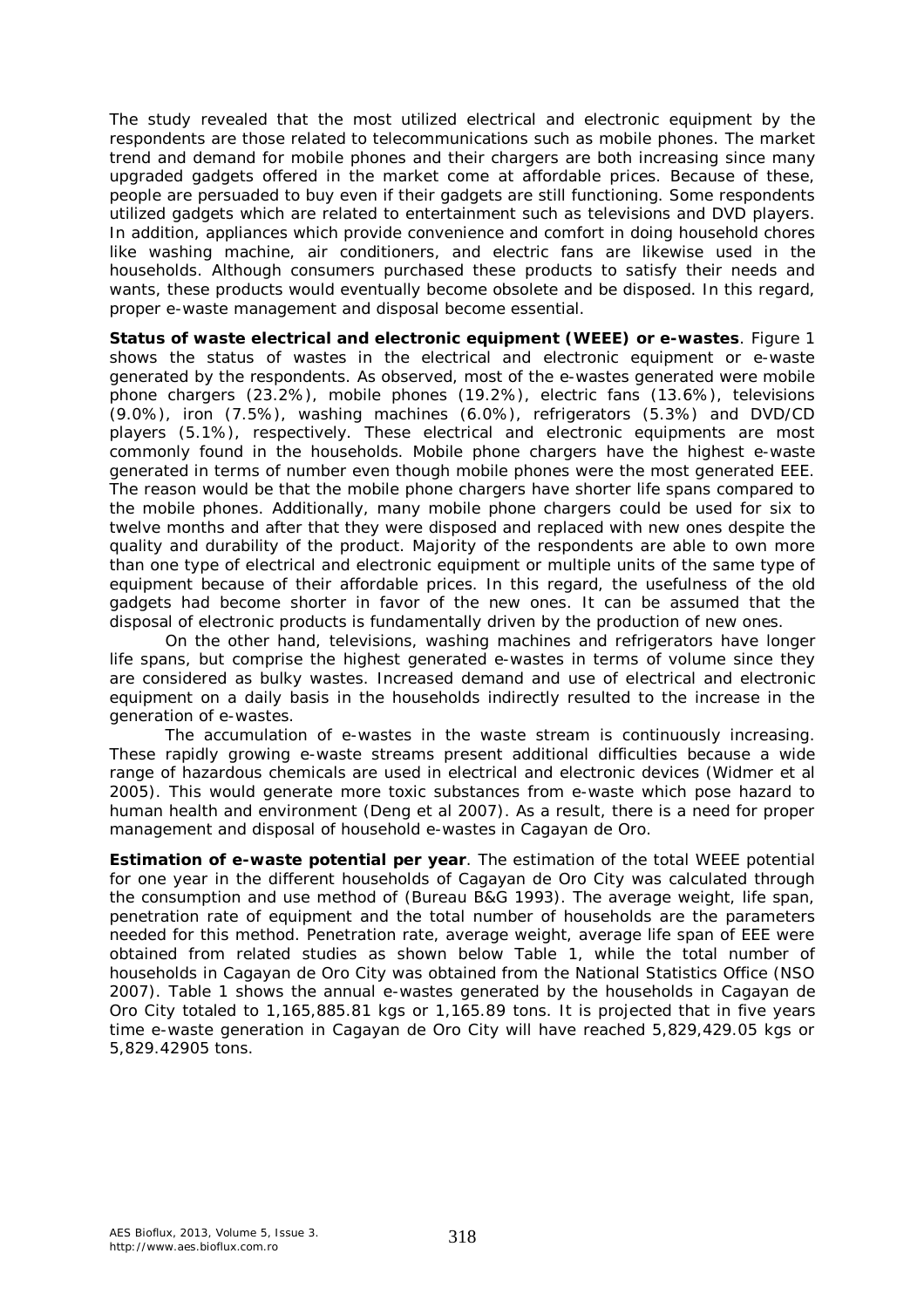The study revealed that the most utilized electrical and electronic equipment by the respondents are those related to telecommunications such as mobile phones. The market trend and demand for mobile phones and their chargers are both increasing since many upgraded gadgets offered in the market come at affordable prices. Because of these, people are persuaded to buy even if their gadgets are still functioning. Some respondents utilized gadgets which are related to entertainment such as televisions and DVD players. In addition, appliances which provide convenience and comfort in doing household chores like washing machine, air conditioners, and electric fans are likewise used in the households. Although consumers purchased these products to satisfy their needs and wants, these products would eventually become obsolete and be disposed. In this regard, proper e-waste management and disposal become essential.

**Status of waste electrical and electronic equipment (WEEE) or e-wastes**. Figure 1 shows the status of wastes in the electrical and electronic equipment or e-waste generated by the respondents. As observed, most of the e-wastes generated were mobile phone chargers (23.2%), mobile phones (19.2%), electric fans (13.6%), televisions (9.0%), iron (7.5%), washing machines (6.0%), refrigerators (5.3%) and DVD/CD players (5.1%), respectively. These electrical and electronic equipments are most commonly found in the households. Mobile phone chargers have the highest e-waste generated in terms of number even though mobile phones were the most generated EEE. The reason would be that the mobile phone chargers have shorter life spans compared to the mobile phones. Additionally, many mobile phone chargers could be used for six to twelve months and after that they were disposed and replaced with new ones despite the quality and durability of the product. Majority of the respondents are able to own more than one type of electrical and electronic equipment or multiple units of the same type of equipment because of their affordable prices. In this regard, the usefulness of the old gadgets had become shorter in favor of the new ones. It can be assumed that the disposal of electronic products is fundamentally driven by the production of new ones.

On the other hand, televisions, washing machines and refrigerators have longer life spans, but comprise the highest generated e-wastes in terms of volume since they are considered as bulky wastes. Increased demand and use of electrical and electronic equipment on a daily basis in the households indirectly resulted to the increase in the generation of e-wastes.

The accumulation of e-wastes in the waste stream is continuously increasing. These rapidly growing e-waste streams present additional difficulties because a wide range of hazardous chemicals are used in electrical and electronic devices (Widmer et al 2005). This would generate more toxic substances from e-waste which pose hazard to human health and environment (Deng et al 2007). As a result, there is a need for proper management and disposal of household e-wastes in Cagayan de Oro.

**Estimation of e-waste potential per year**. The estimation of the total WEEE potential for one year in the different households of Cagayan de Oro City was calculated through the consumption and use method of (Bureau B&G 1993). The average weight, life span, penetration rate of equipment and the total number of households are the parameters needed for this method. Penetration rate, average weight, average life span of EEE were obtained from related studies as shown below Table 1, while the total number of households in Cagayan de Oro City was obtained from the National Statistics Office (NSO 2007). Table 1 shows the annual e-wastes generated by the households in Cagayan de Oro City totaled to 1,165,885.81 kgs or 1,165.89 tons. It is projected that in five years time e-waste generation in Cagayan de Oro City will have reached 5,829,429.05 kgs or 5,829.42905 tons.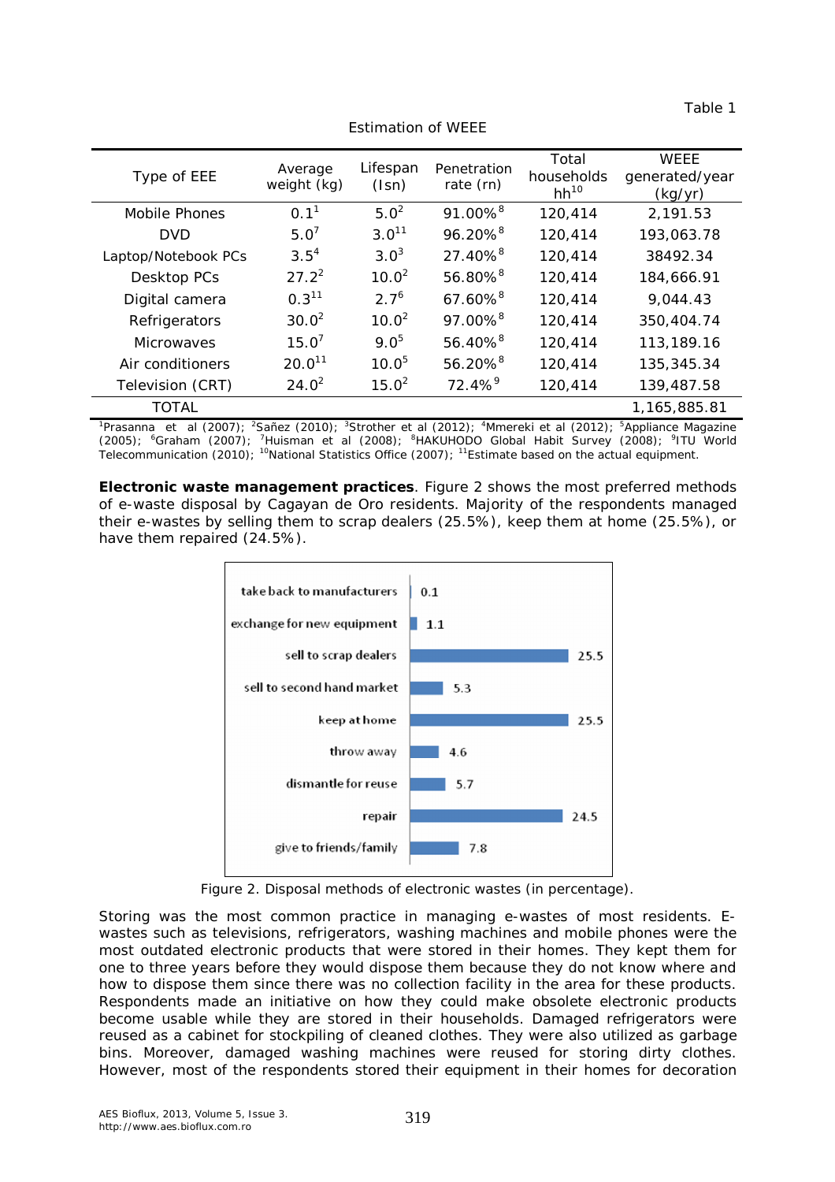Table 1

Estimation of WEEE

| Type of EEE | Average weight (kg) | Lifespan (lsn) | Penetration rate (rn) | Total households hh[10] | WEEE generated/year (kg/yr) |
|---|---|---|---|---|---|
| Mobile Phones | 0.1[1] | 5.0[2] | 91.00%[8] | 120,414 | 2,191.53 |
| DVD | 5.0[7] | 3.0[11] | 96.20%[8] | 120,414 | 193,063.78 |
| Laptop/Notebook PCs | 3.5[4] | 3.0[3] | 27.40%[8] | 120,414 | 38492.34 |
| Desktop PCs | 27.2[2] | 10.0[2] | 56.80%[8] | 120,414 | 184,666.91 |
| Digital camera | 0.3[11] | 2.7[6] | 67.60%[8] | 120,414 | 9,044.43 |
| Refrigerators | 30.0[2] | 10.0[2] | 97.00%[8] | 120,414 | 350,404.74 |
| Microwaves | 15.0[7] | 9.0[5] | 56.40%[8] | 120,414 | 113,189.16 |
| Air conditioners | 20.0[11] | 10.0[5] | 56.20%[8] | 120,414 | 135,345.34 |
| Television (CRT) | 24.0[2] | 15.0[2] | 72.4%[9] | 120,414 | 139,487.58 |
| TOTAL | | | | | 1,165,885.81 |

[1]Prasanna et al (2007); [2]Sañez (2010); [3]Strother et al (2012); [4]Mmereki et al (2012); [5]Appliance Magazine (2005); [6]Graham (2007); [7]Huisman et al (2008); [8]HAKUHODO Global Habit Survey (2008); [9]ITU World Telecommunication (2010); [10]National Statistics Office (2007); [11]Estimate based on the actual equipment.

**Electronic waste management practices**. Figure 2 shows the most preferred methods of e-waste disposal by Cagayan de Oro residents. Majority of the respondents managed their e-wastes by selling them to scrap dealers (25.5%), keep them at home (25.5%), or have them repaired (24.5%).

| Disposal method | Percentage |
|---|---|
| take back to manufacturers | 0.1 |
| exchange for new equipment | 1.1 |
| sell to scrap dealers | 25.5 |
| sell to second hand market | 5.3 |
| keep at home | 25.5 |
| throw away | 4.6 |
| dismantle for reuse | 5.7 |
| repair | 24.5 |
| give to friends/family | 7.8 |

Figure 2. Disposal methods of electronic wastes (in percentage).

Storing was the most common practice in managing e-wastes of most residents. E-wastes such as televisions, refrigerators, washing machines and mobile phones were the most outdated electronic products that were stored in their homes. They kept them for one to three years before they would dispose them because they do not know where and how to dispose them since there was no collection facility in the area for these products. Respondents made an initiative on how they could make obsolete electronic products become usable while they are stored in their households. Damaged refrigerators were reused as a cabinet for stockpiling of cleaned clothes. They were also utilized as garbage bins. Moreover, damaged washing machines were reused for storing dirty clothes. However, most of the respondents stored their equipment in their homes for decoration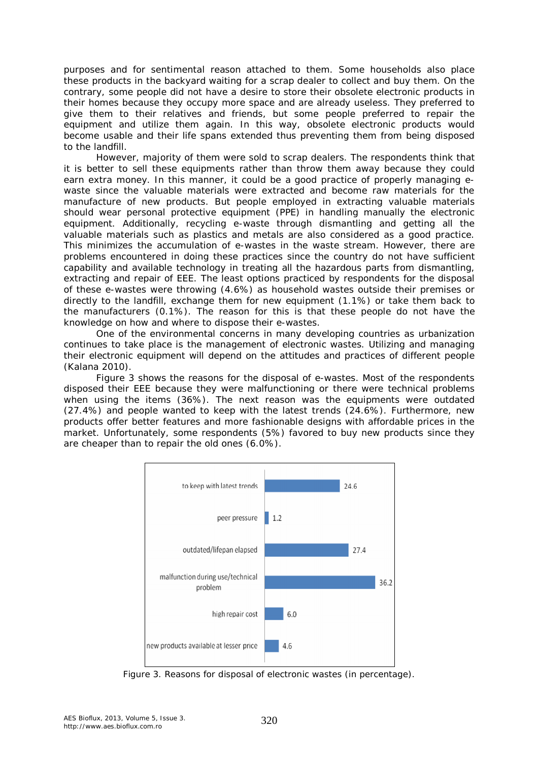purposes and for sentimental reason attached to them. Some households also place these products in the backyard waiting for a scrap dealer to collect and buy them. On the contrary, some people did not have a desire to store their obsolete electronic products in their homes because they occupy more space and are already useless. They preferred to give them to their relatives and friends, but some people preferred to repair the equipment and utilize them again. In this way, obsolete electronic products would become usable and their life spans extended thus preventing them from being disposed to the landfill.

However, majority of them were sold to scrap dealers. The respondents think that it is better to sell these equipments rather than throw them away because they could earn extra money. In this manner, it could be a good practice of properly managing e-waste since the valuable materials were extracted and become raw materials for the manufacture of new products. But people employed in extracting valuable materials should wear personal protective equipment (PPE) in handling manually the electronic equipment. Additionally, recycling e-waste through dismantling and getting all the valuable materials such as plastics and metals are also considered as a good practice. This minimizes the accumulation of e-wastes in the waste stream. However, there are problems encountered in doing these practices since the country do not have sufficient capability and available technology in treating all the hazardous parts from dismantling, extracting and repair of EEE. The least options practiced by respondents for the disposal of these e-wastes were throwing (4.6%) as household wastes outside their premises or directly to the landfill, exchange them for new equipment (1.1%) or take them back to the manufacturers (0.1%). The reason for this is that these people do not have the knowledge on how and where to dispose their e-wastes.

One of the environmental concerns in many developing countries as urbanization continues to take place is the management of electronic wastes. Utilizing and managing their electronic equipment will depend on the attitudes and practices of different people (Kalana 2010).

Figure 3 shows the reasons for the disposal of e-wastes. Most of the respondents disposed their EEE because they were malfunctioning or there were technical problems when using the items (36%). The next reason was the equipments were outdated (27.4%) and people wanted to keep with the latest trends (24.6%). Furthermore, new products offer better features and more fashionable designs with affordable prices in the market. Unfortunately, some respondents (5%) favored to buy new products since they are cheaper than to repair the old ones (6.0%).

| Reason | % |
|---|---|
| to keep with latest trends | 24.6 |
| peer pressure | 1.2 |
| outdated/lifepan elapsed | 27.4 |
| malfunction during use/technical problem | 36.2 |
| high repair cost | 6.0 |
| new products available at lesser price | 4.6 |

Figure 3. Reasons for disposal of electronic wastes (in percentage).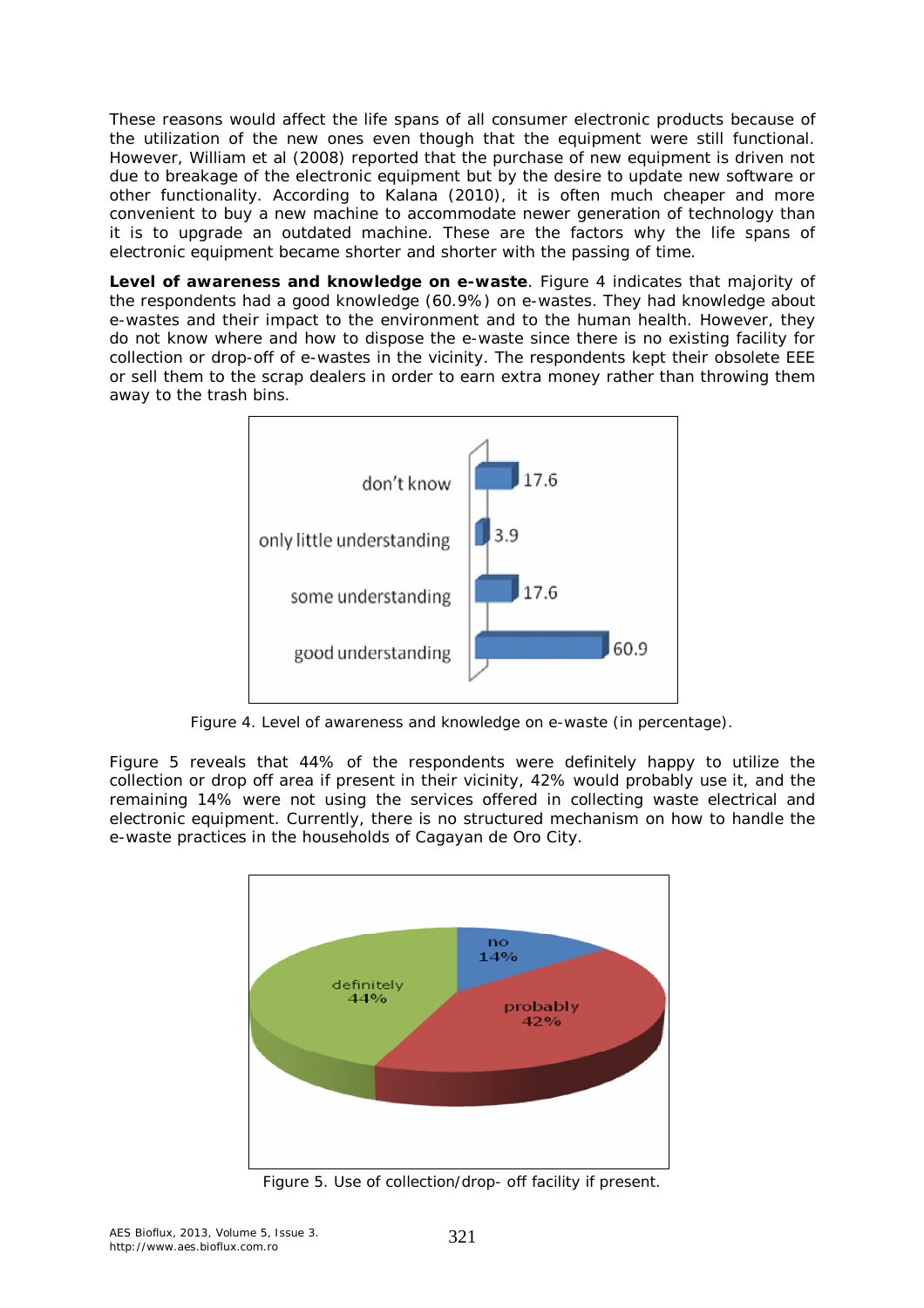These reasons would affect the life spans of all consumer electronic products because of the utilization of the new ones even though that the equipment were still functional. However, William et al (2008) reported that the purchase of new equipment is driven not due to breakage of the electronic equipment but by the desire to update new software or other functionality. According to Kalana (2010), it is often much cheaper and more convenient to buy a new machine to accommodate newer generation of technology than it is to upgrade an outdated machine. These are the factors why the life spans of electronic equipment became shorter and shorter with the passing of time.

**Level of awareness and knowledge on e-waste**. Figure 4 indicates that majority of the respondents had a good knowledge (60.9%) on e-wastes. They had knowledge about e-wastes and their impact to the environment and to the human health. However, they do not know where and how to dispose the e-waste since there is no existing facility for collection or drop-off of e-wastes in the vicinity. The respondents kept their obsolete EEE or sell them to the scrap dealers in order to earn extra money rather than throwing them away to the trash bins.

| Category | Percentage |
|---|---|
| don't know | 17.6 |
| only little understanding | 3.9 |
| some understanding | 17.6 |
| good understanding | 60.9 |

Figure 4. Level of awareness and knowledge on e-waste (in percentage).

Figure 5 reveals that 44% of the respondents were definitely happy to utilize the collection or drop off area if present in their vicinity, 42% would probably use it, and the remaining 14% were not using the services offered in collecting waste electrical and electronic equipment. Currently, there is no structured mechanism on how to handle the e-waste practices in the households of Cagayan de Oro City.

| Response | Percentage |
|---|---|
| no | 14% |
| probably | 42% |
| definitely | 44% |

Figure 5. Use of collection/drop- off facility if present.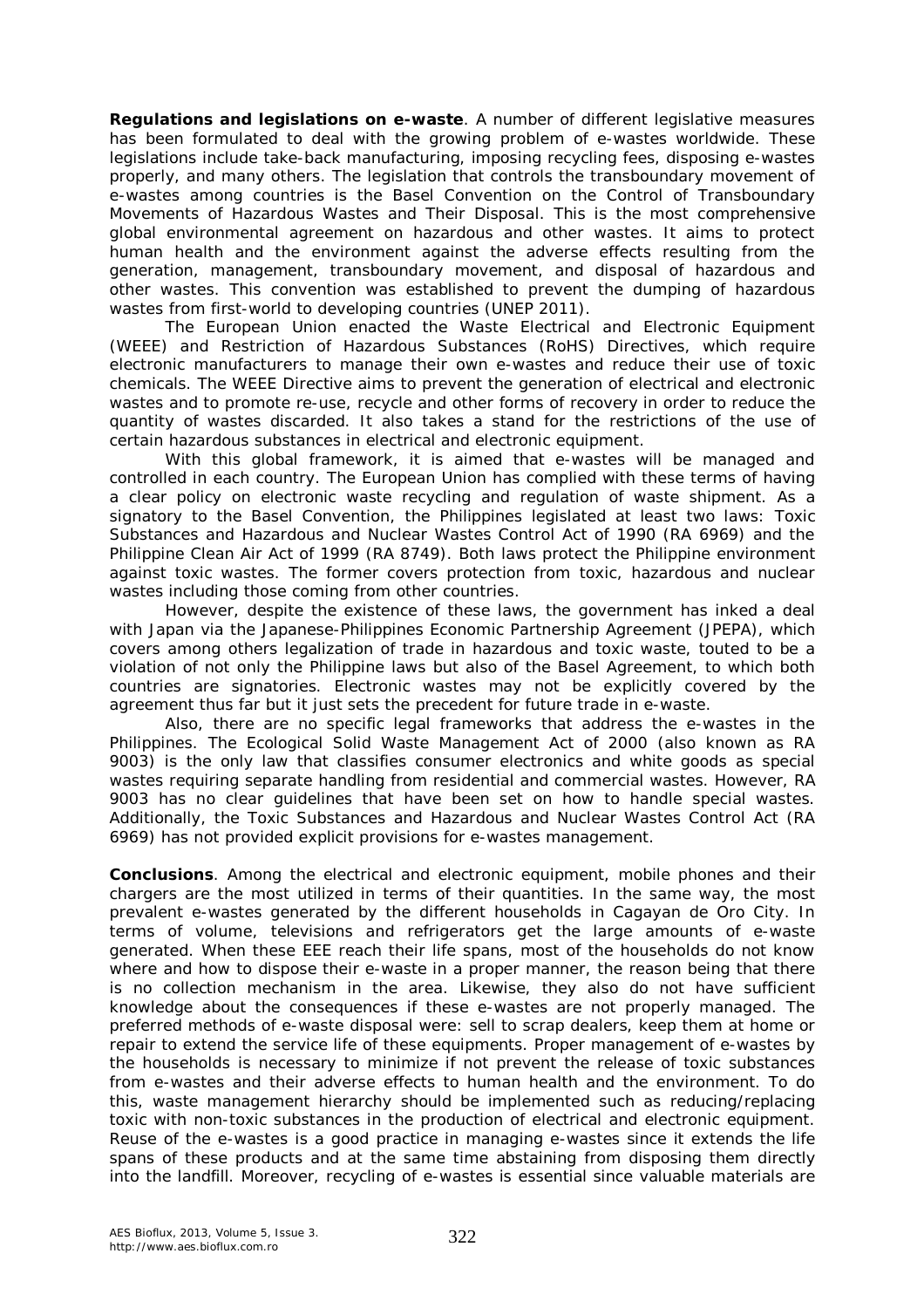**Regulations and legislations on e-waste**. A number of different legislative measures has been formulated to deal with the growing problem of e-wastes worldwide. These legislations include take-back manufacturing, imposing recycling fees, disposing e-wastes properly, and many others. The legislation that controls the transboundary movement of e-wastes among countries is the Basel Convention on the Control of Transboundary Movements of Hazardous Wastes and Their Disposal. This is the most comprehensive global environmental agreement on hazardous and other wastes. It aims to protect human health and the environment against the adverse effects resulting from the generation, management, transboundary movement, and disposal of hazardous and other wastes. This convention was established to prevent the dumping of hazardous wastes from first-world to developing countries (UNEP 2011).

The European Union enacted the Waste Electrical and Electronic Equipment (WEEE) and Restriction of Hazardous Substances (RoHS) Directives, which require electronic manufacturers to manage their own e-wastes and reduce their use of toxic chemicals. The WEEE Directive aims to prevent the generation of electrical and electronic wastes and to promote re-use, recycle and other forms of recovery in order to reduce the quantity of wastes discarded. It also takes a stand for the restrictions of the use of certain hazardous substances in electrical and electronic equipment.

With this global framework, it is aimed that e-wastes will be managed and controlled in each country. The European Union has complied with these terms of having a clear policy on electronic waste recycling and regulation of waste shipment. As a signatory to the Basel Convention, the Philippines legislated at least two laws: Toxic Substances and Hazardous and Nuclear Wastes Control Act of 1990 (RA 6969) and the Philippine Clean Air Act of 1999 (RA 8749). Both laws protect the Philippine environment against toxic wastes. The former covers protection from toxic, hazardous and nuclear wastes including those coming from other countries.

However, despite the existence of these laws, the government has inked a deal with Japan via the Japanese-Philippines Economic Partnership Agreement (JPEPA), which covers among others legalization of trade in hazardous and toxic waste, touted to be a violation of not only the Philippine laws but also of the Basel Agreement, to which both countries are signatories. Electronic wastes may not be explicitly covered by the agreement thus far but it just sets the precedent for future trade in e-waste.

Also, there are no specific legal frameworks that address the e-wastes in the Philippines. The Ecological Solid Waste Management Act of 2000 (also known as RA 9003) is the only law that classifies consumer electronics and white goods as special wastes requiring separate handling from residential and commercial wastes. However, RA 9003 has no clear guidelines that have been set on how to handle special wastes. Additionally, the Toxic Substances and Hazardous and Nuclear Wastes Control Act (RA 6969) has not provided explicit provisions for e-wastes management.

**Conclusions**. Among the electrical and electronic equipment, mobile phones and their chargers are the most utilized in terms of their quantities. In the same way, the most prevalent e-wastes generated by the different households in Cagayan de Oro City. In terms of volume, televisions and refrigerators get the large amounts of e-waste generated. When these EEE reach their life spans, most of the households do not know where and how to dispose their e-waste in a proper manner, the reason being that there is no collection mechanism in the area. Likewise, they also do not have sufficient knowledge about the consequences if these e-wastes are not properly managed. The preferred methods of e-waste disposal were: sell to scrap dealers, keep them at home or repair to extend the service life of these equipments. Proper management of e-wastes by the households is necessary to minimize if not prevent the release of toxic substances from e-wastes and their adverse effects to human health and the environment. To do this, waste management hierarchy should be implemented such as reducing/replacing toxic with non-toxic substances in the production of electrical and electronic equipment. Reuse of the e-wastes is a good practice in managing e-wastes since it extends the life spans of these products and at the same time abstaining from disposing them directly into the landfill. Moreover, recycling of e-wastes is essential since valuable materials are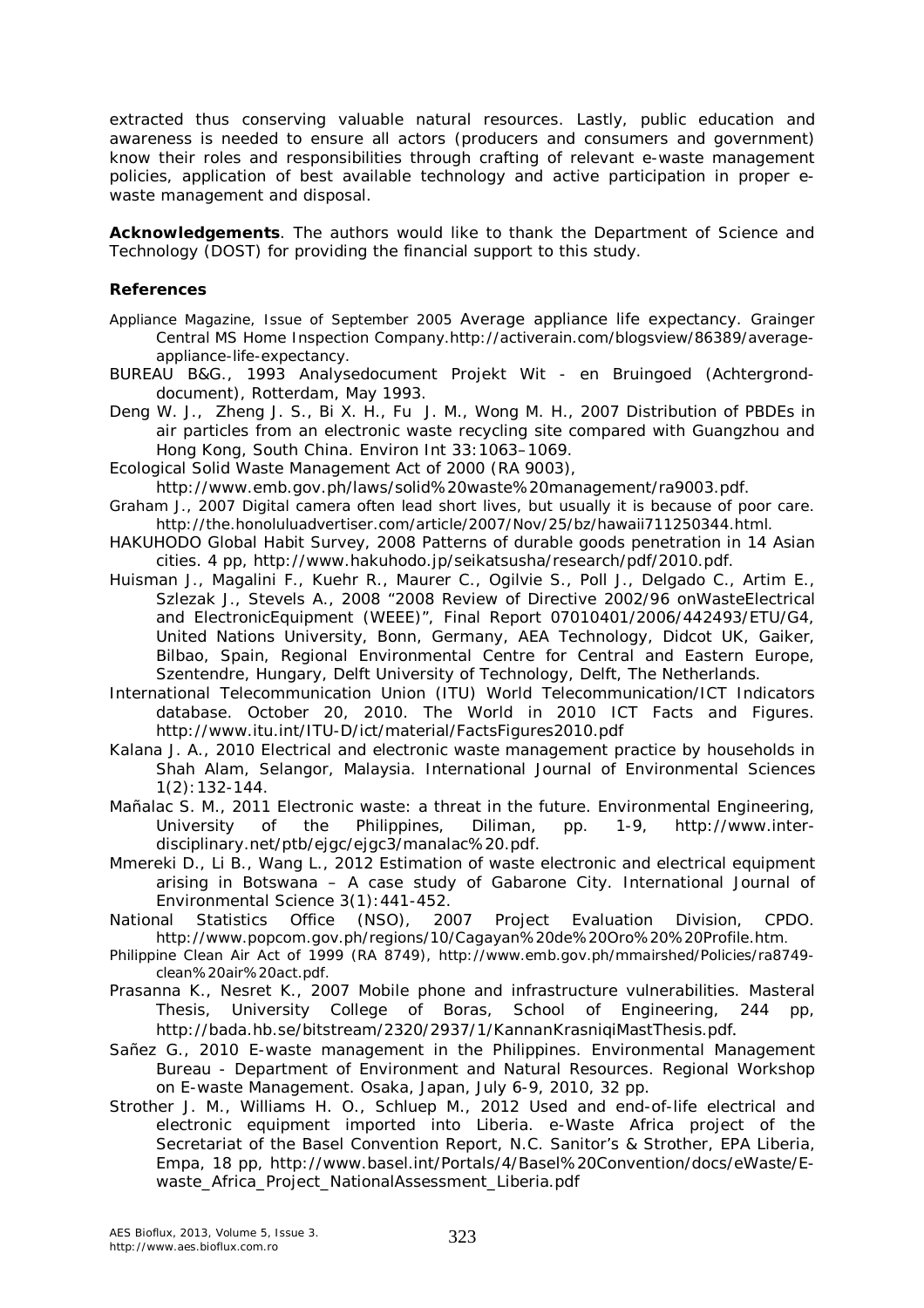extracted thus conserving valuable natural resources. Lastly, public education and awareness is needed to ensure all actors (producers and consumers and government) know their roles and responsibilities through crafting of relevant e-waste management policies, application of best available technology and active participation in proper e-waste management and disposal.

**Acknowledgements**. The authors would like to thank the Department of Science and Technology (DOST) for providing the financial support to this study.

## References

Appliance Magazine, Issue of September 2005 Average appliance life expectancy. Grainger Central MS Home Inspection Company.http://activerain.com/blogsview/86389/average-appliance-life-expectancy.

BUREAU B&G., 1993 Analysedocument Projekt Wit - en Bruingoed (Achtergrond-document), Rotterdam, May 1993.

Deng W. J., Zheng J. S., Bi X. H., Fu J. M., Wong M. H., 2007 Distribution of PBDEs in air particles from an electronic waste recycling site compared with Guangzhou and Hong Kong, South China. Environ Int 33:1063–1069.

Ecological Solid Waste Management Act of 2000 (RA 9003), http://www.emb.gov.ph/laws/solid%20waste%20management/ra9003.pdf.

Graham J., 2007 Digital camera often lead short lives, but usually it is because of poor care. http://the.honoluluadvertiser.com/article/2007/Nov/25/bz/hawaii711250344.html.

HAKUHODO Global Habit Survey, 2008 Patterns of durable goods penetration in 14 Asian cities. 4 pp, http://www.hakuhodo.jp/seikatsusha/research/pdf/2010.pdf.

Huisman J., Magalini F., Kuehr R., Maurer C., Ogilvie S., Poll J., Delgado C., Artim E., Szlezak J., Stevels A., 2008 "2008 Review of Directive 2002/96 onWasteElectrical and ElectronicEquipment (WEEE)", Final Report 07010401/2006/442493/ETU/G4, United Nations University, Bonn, Germany, AEA Technology, Didcot UK, Gaiker, Bilbao, Spain, Regional Environmental Centre for Central and Eastern Europe, Szentendre, Hungary, Delft University of Technology, Delft, The Netherlands.

International Telecommunication Union (ITU) World Telecommunication/ICT Indicators database. October 20, 2010. The World in 2010 ICT Facts and Figures. http://www.itu.int/ITU-D/ict/material/FactsFigures2010.pdf

Kalana J. A., 2010 Electrical and electronic waste management practice by households in Shah Alam, Selangor, Malaysia. International Journal of Environmental Sciences 1(2):132-144.

Mañalac S. M., 2011 Electronic waste: a threat in the future. Environmental Engineering, University of the Philippines, Diliman, pp. 1-9, http://www.inter-disciplinary.net/ptb/ejgc/ejgc3/manalac%20.pdf.

Mmereki D., Li B., Wang L., 2012 Estimation of waste electronic and electrical equipment arising in Botswana – A case study of Gabarone City. International Journal of Environmental Science 3(1):441-452.

National Statistics Office (NSO), 2007 Project Evaluation Division, CPDO. http://www.popcom.gov.ph/regions/10/Cagayan%20de%20Oro%20%20Profile.htm.

Philippine Clean Air Act of 1999 (RA 8749), http://www.emb.gov.ph/mmairshed/Policies/ra8749-clean%20air%20act.pdf.

Prasanna K., Nesret K., 2007 Mobile phone and infrastructure vulnerabilities. Masteral Thesis, University College of Boras, School of Engineering, 244 pp, http://bada.hb.se/bitstream/2320/2937/1/KannanKrasniqiMastThesis.pdf.

Sañez G., 2010 E-waste management in the Philippines. Environmental Management Bureau - Department of Environment and Natural Resources. Regional Workshop on E-waste Management. Osaka, Japan, July 6-9, 2010, 32 pp.

Strother J. M., Williams H. O., Schluep M., 2012 Used and end-of-life electrical and electronic equipment imported into Liberia. e-Waste Africa project of the Secretariat of the Basel Convention Report, N.C. Sanitor's & Strother, EPA Liberia, Empa, 18 pp, http://www.basel.int/Portals/4/Basel%20Convention/docs/eWaste/E-waste_Africa_Project_NationalAssessment_Liberia.pdf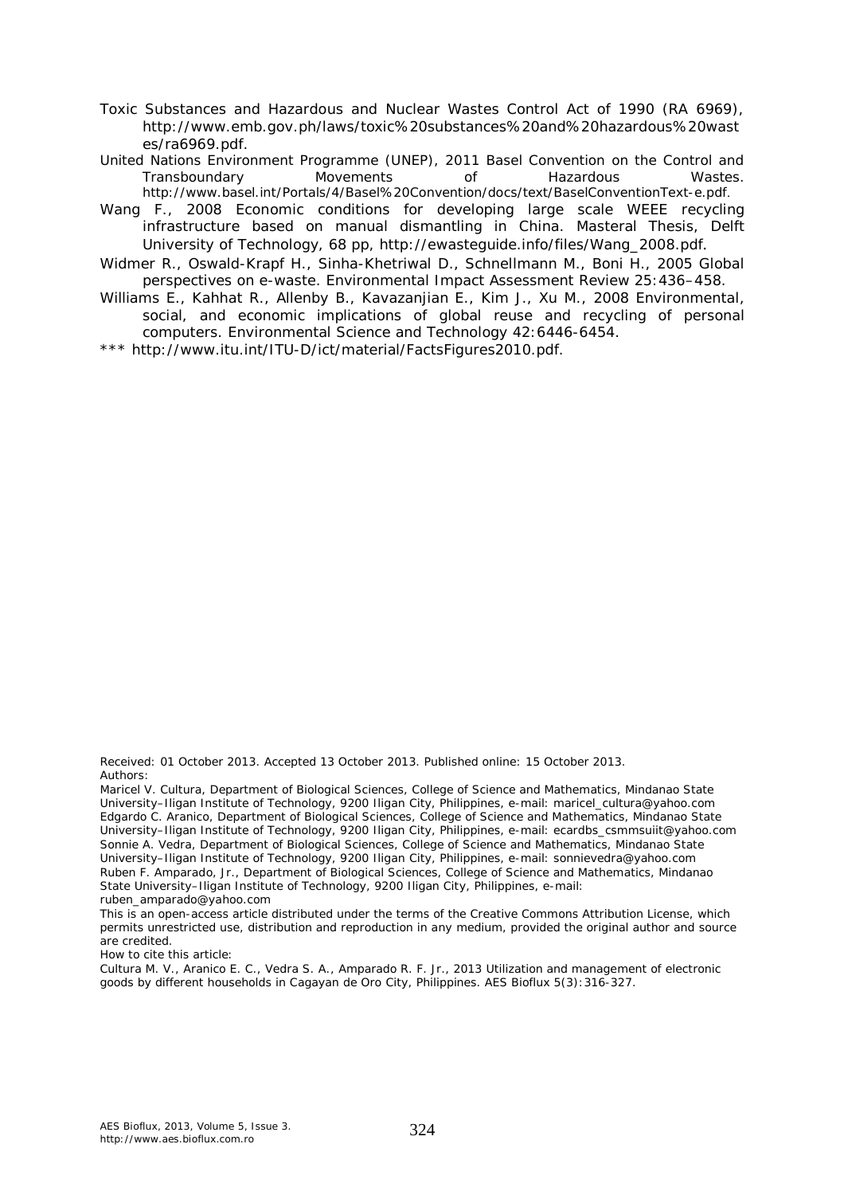Toxic Substances and Hazardous and Nuclear Wastes Control Act of 1990 (RA 6969), http://www.emb.gov.ph/laws/toxic%20substances%20and%20hazardous%20wastes/ra6969.pdf.

United Nations Environment Programme (UNEP), 2011 Basel Convention on the Control and Transboundary Movements of Hazardous Wastes. http://www.basel.int/Portals/4/Basel%20Convention/docs/text/BaselConventionText-e.pdf.

Wang F., 2008 Economic conditions for developing large scale WEEE recycling infrastructure based on manual dismantling in China. Masteral Thesis, Delft University of Technology, 68 pp, http://ewasteguide.info/files/Wang_2008.pdf.

Widmer R., Oswald-Krapf H., Sinha-Khetriwal D., Schnellmann M., Boni H., 2005 Global perspectives on e-waste. Environmental Impact Assessment Review 25:436–458.

Williams E., Kahhat R., Allenby B., Kavazanjian E., Kim J., Xu M., 2008 Environmental, social, and economic implications of global reuse and recycling of personal computers. Environmental Science and Technology 42:6446-6454.

*** http://www.itu.int/ITU-D/ict/material/FactsFigures2010.pdf.

Received: 01 October 2013. Accepted 13 October 2013. Published online: 15 October 2013.

Authors:

Maricel V. Cultura, Department of Biological Sciences, College of Science and Mathematics, Mindanao State University–Iligan Institute of Technology, 9200 Iligan City, Philippines, e-mail: maricel_cultura@yahoo.com

Edgardo C. Aranico, Department of Biological Sciences, College of Science and Mathematics, Mindanao State University–Iligan Institute of Technology, 9200 Iligan City, Philippines, e-mail: ecardbs_csmmsuiit@yahoo.com

Sonnie A. Vedra, Department of Biological Sciences, College of Science and Mathematics, Mindanao State University–Iligan Institute of Technology, 9200 Iligan City, Philippines, e-mail: sonnievedra@yahoo.com

Ruben F. Amparado, Jr., Department of Biological Sciences, College of Science and Mathematics, Mindanao State University–Iligan Institute of Technology, 9200 Iligan City, Philippines, e-mail: ruben_amparado@yahoo.com

This is an open-access article distributed under the terms of the Creative Commons Attribution License, which permits unrestricted use, distribution and reproduction in any medium, provided the original author and source are credited.

How to cite this article:

Cultura M. V., Aranico E. C., Vedra S. A., Amparado R. F. Jr., 2013 Utilization and management of electronic goods by different households in Cagayan de Oro City, Philippines. AES Bioflux 5(3):316-327.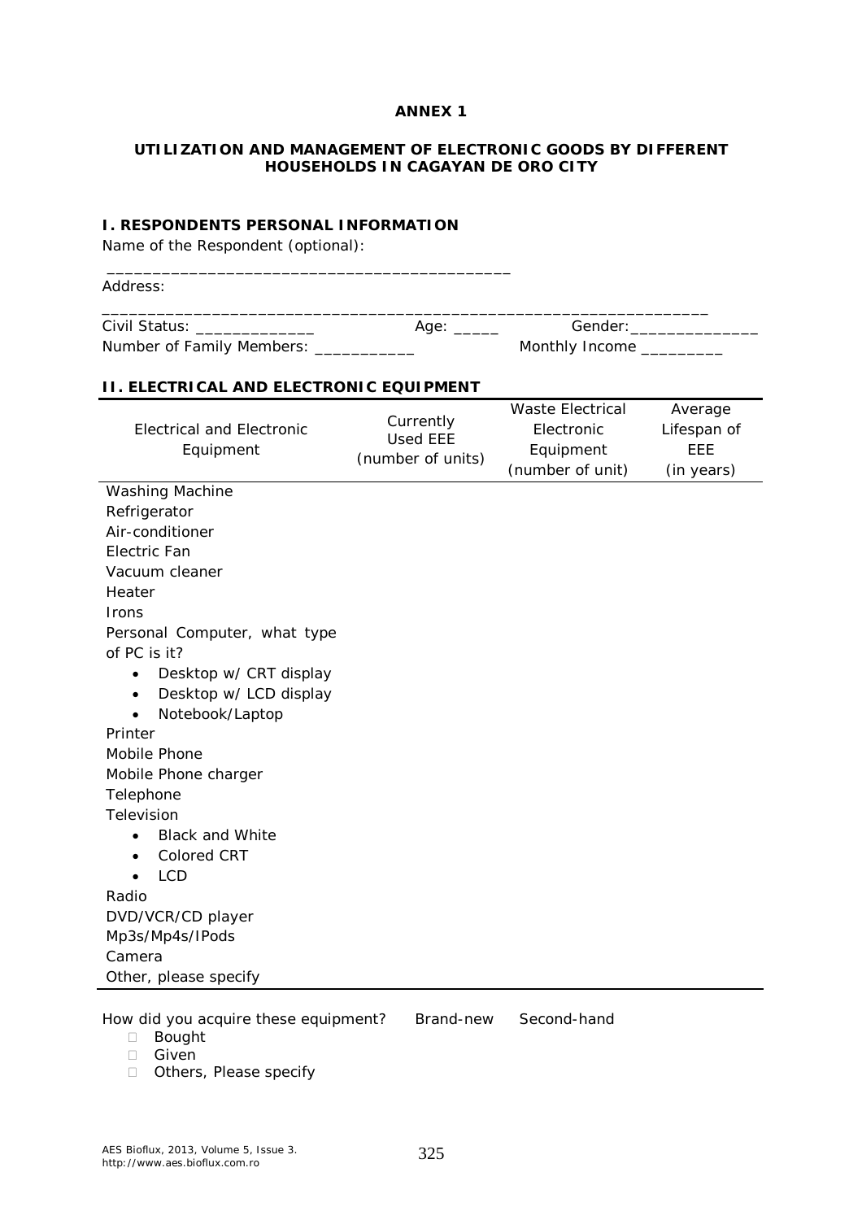**ANNEX 1**

**UTILIZATION AND MANAGEMENT OF ELECTRONIC GOODS BY DIFFERENT HOUSEHOLDS IN CAGAYAN DE ORO CITY**

**I. RESPONDENTS PERSONAL INFORMATION**

Name of the Respondent (optional):

___________________________________________

Address:

_________________________________________________________________

Civil Status: _____________ Age: _____ Gender:______________

Number of Family Members: ___________ Monthly Income _________

**II. ELECTRICAL AND ELECTRONIC EQUIPMENT**

| Electrical and Electronic Equipment | Currently Used EEE (number of units) | Waste Electrical Electronic Equipment (number of unit) | Average Lifespan of EEE (in years) |
|---|---|---|---|
| Washing Machine | | | |
| Refrigerator | | | |
| Air-conditioner | | | |
| Electric Fan | | | |
| Vacuum cleaner | | | |
| Heater | | | |
| Irons | | | |
| Personal Computer, what type of PC is it? | | | |
| • Desktop w/ CRT display | | | |
| • Desktop w/ LCD display | | | |
| • Notebook/Laptop | | | |
| Printer | | | |
| Mobile Phone | | | |
| Mobile Phone charger | | | |
| Telephone | | | |
| Television | | | |
| • Black and White | | | |
| • Colored CRT | | | |
| • LCD | | | |
| Radio | | | |
| DVD/VCR/CD player | | | |
| Mp3s/Mp4s/IPods | | | |
| Camera | | | |
| Other, please specify | | | |

How did you acquire these equipment? Brand-new Second-hand

- □ Bought
- □ Given
- □ Others, Please specify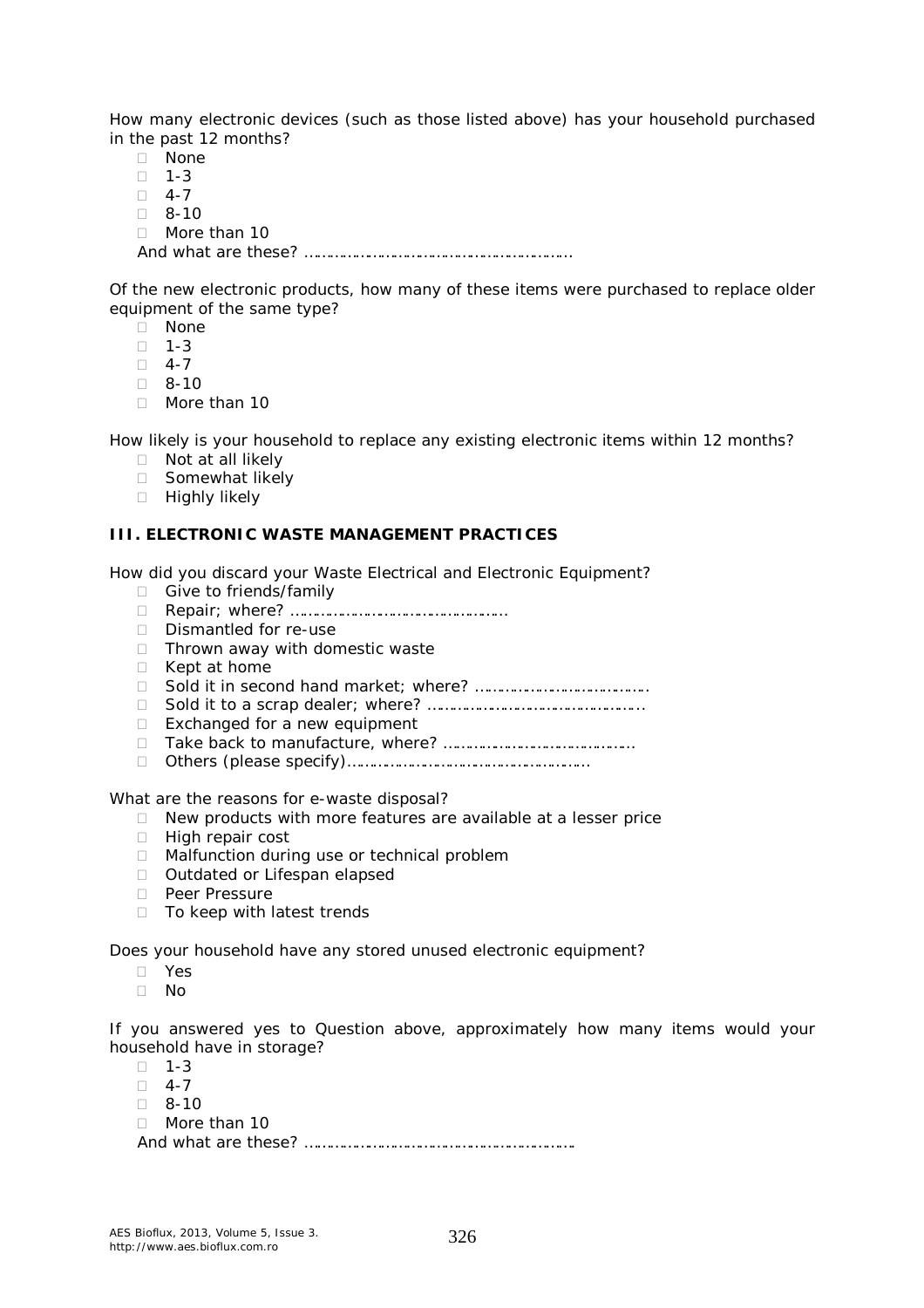How many electronic devices (such as those listed above) has your household purchased in the past 12 months?

- None
- 1-3
- 4-7
- 8-10
- More than 10

And what are these? ……………………………………………………

Of the new electronic products, how many of these items were purchased to replace older equipment of the same type?

- None
- 1-3
- 4-7
- 8-10
- More than 10

How likely is your household to replace any existing electronic items within 12 months?

- Not at all likely
- Somewhat likely
- Highly likely

### III. ELECTRONIC WASTE MANAGEMENT PRACTICES

How did you discard your Waste Electrical and Electronic Equipment?

- Give to friends/family
- Repair; where? ……………………………………………
- Dismantled for re-use
- Thrown away with domestic waste
- Kept at home
- Sold it in second hand market; where? …………………………………
- Sold it to a scrap dealer; where? ……………………………………………
- Exchanged for a new equipment
- Take back to manufacture, where? ……………………………………
- Others (please specify)…………………………………………………

What are the reasons for e-waste disposal?

- New products with more features are available at a lesser price
- High repair cost
- Malfunction during use or technical problem
- Outdated or Lifespan elapsed
- Peer Pressure
- To keep with latest trends

Does your household have any stored unused electronic equipment?

- Yes
- No

If you answered yes to Question above, approximately how many items would your household have in storage?

- 1-3
- 4-7
- 8-10
- More than 10

And what are these? ……………………………………………………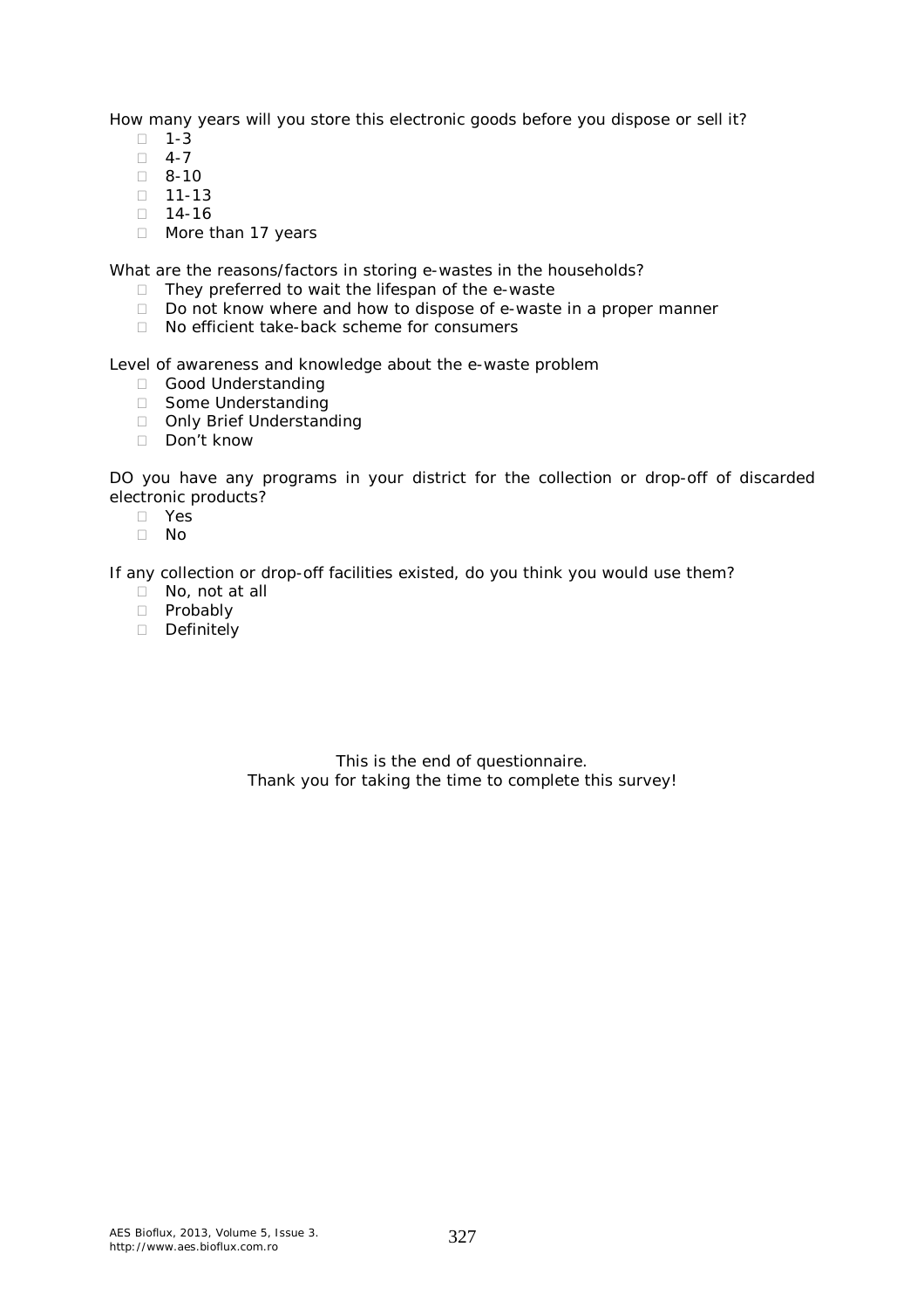How many years will you store this electronic goods before you dispose or sell it?

- 1-3
- 4-7
- 8-10
- 11-13
- 14-16
- More than 17 years

What are the reasons/factors in storing e-wastes in the households?

- They preferred to wait the lifespan of the e-waste
- Do not know where and how to dispose of e-waste in a proper manner
- No efficient take-back scheme for consumers

Level of awareness and knowledge about the e-waste problem

- Good Understanding
- Some Understanding
- Only Brief Understanding
- Don't know

DO you have any programs in your district for the collection or drop-off of discarded electronic products?

- Yes
- No

If any collection or drop-off facilities existed, do you think you would use them?

- No, not at all
- Probably
- Definitely

This is the end of questionnaire.
Thank you for taking the time to complete this survey!